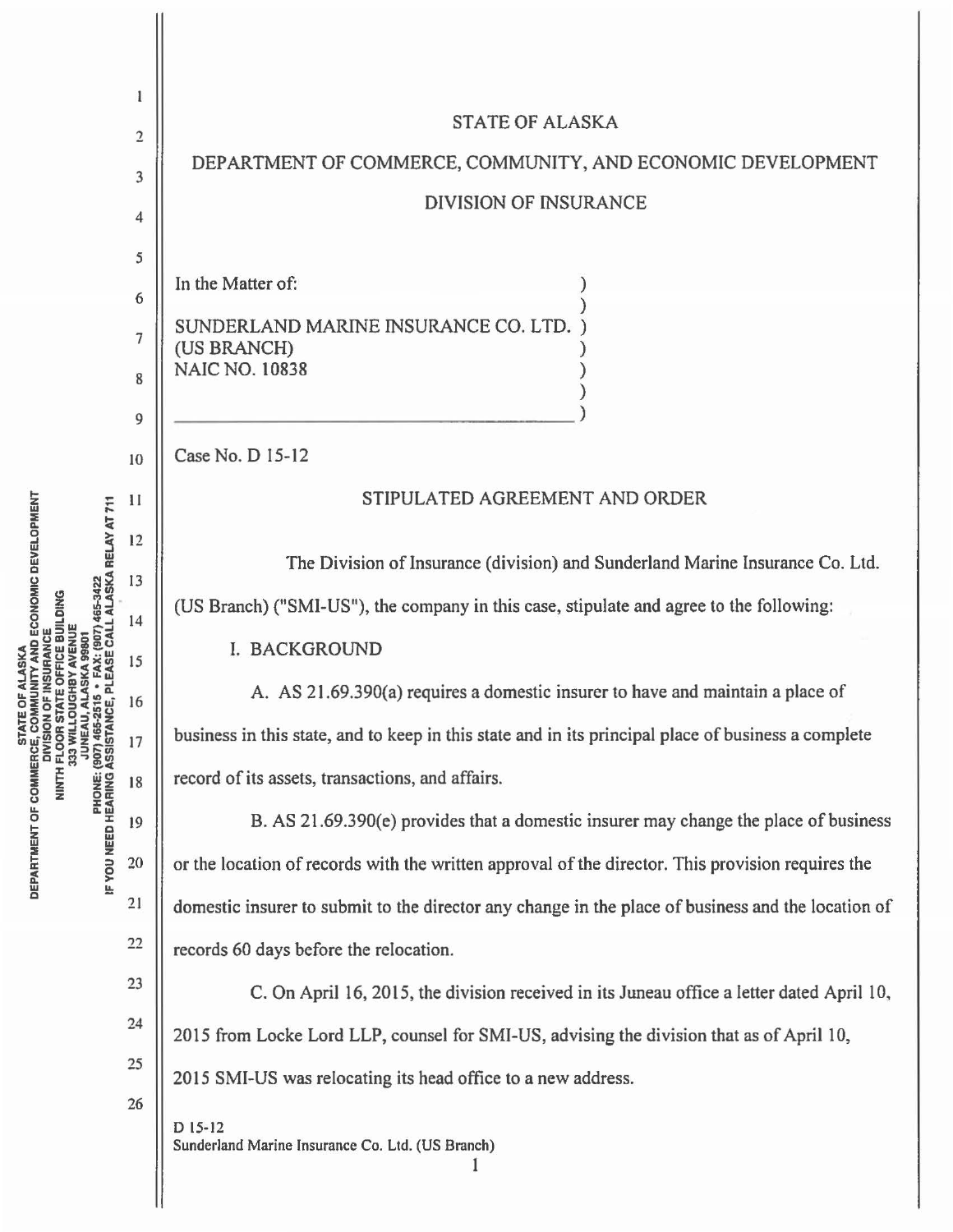# STATE OF ALASKA

## DEPARTMENT OF COMMERCE, COMMUNITY, AND ECONOMIC DEVELOPMENT

## DIVISION OF INSURANCE

In the Matter of:

SUNDERLAND MARINE INSURANCE CO. LTD. (US BRANCH)
NAIC NO. 10838

Case No. D 15-12

### STIPULATED AGREEMENT AND ORDER

The Division of Insurance (division) and Sunderland Marine Insurance Co. Ltd. (US Branch) ("SMI-US"), the company in this case, stipulate and agree to the following:

I. BACKGROUND

A. AS 21.69.390(a) requires a domestic insurer to have and maintain a place of business in this state, and to keep in this state and in its principal place of business a complete record of its assets, transactions, and affairs.

B. AS 21.69.390(e) provides that a domestic insurer may change the place of business or the location of records with the written approval of the director. This provision requires the domestic insurer to submit to the director any change in the place of business and the location of records 60 days before the relocation.

C. On April 16, 2015, the division received in its Juneau office a letter dated April 10, 2015 from Locke Lord LLP, counsel for SMI-US, advising the division that as of April 10, 2015 SMI-US was relocating its head office to a new address.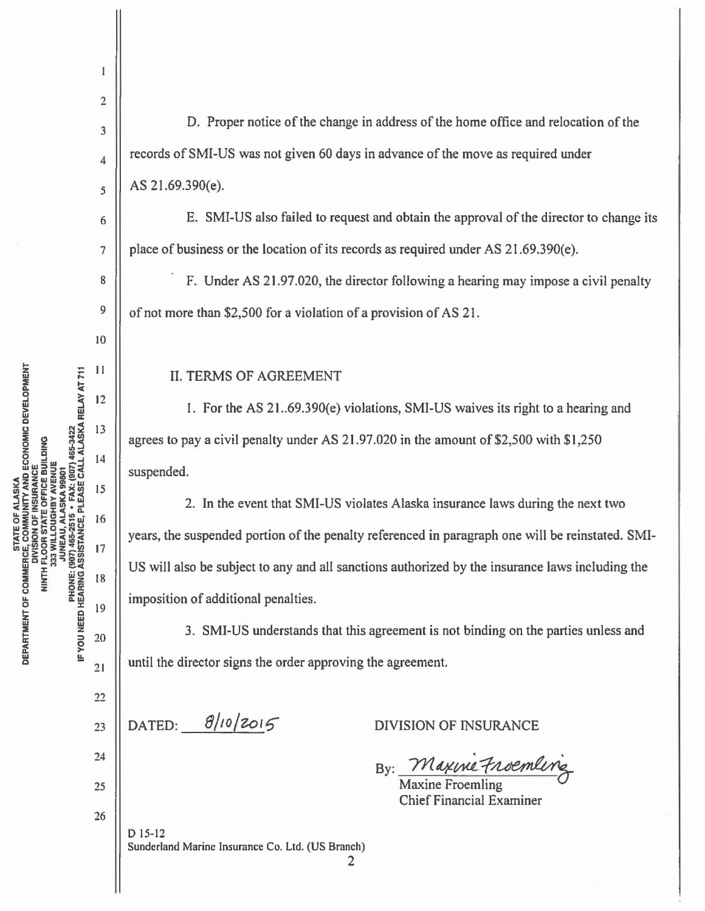D. Proper notice of the change in address of the home office and relocation of the records of SMI-US was not given 60 days in advance of the move as required under AS 21.69.390(e).

E. SMI-US also failed to request and obtain the approval of the director to change its place of business or the location of its records as required under AS 21.69.390(e).

F. Under AS 21.97.020, the director following a hearing may impose a civil penalty of not more than $2,500 for a violation of a provision of AS 21.

## II. TERMS OF AGREEMENT

1. For the AS 21..69.390(e) violations, SMI-US waives its right to a hearing and agrees to pay a civil penalty under AS 21.97.020 in the amount of $2,500 with $1,250 suspended.

2. In the event that SMI-US violates Alaska insurance laws during the next two years, the suspended portion of the penalty referenced in paragraph one will be reinstated. SMI-US will also be subject to any and all sanctions authorized by the insurance laws including the imposition of additional penalties.

3. SMI-US understands that this agreement is not binding on the parties unless and until the director signs the order approving the agreement.

DATED: 8/10/2015

DIVISION OF INSURANCE

By: Maxine Froemling
Maxine Froemling
Chief Financial Examiner

D 15-12
Sunderland Marine Insurance Co. Ltd. (US Branch)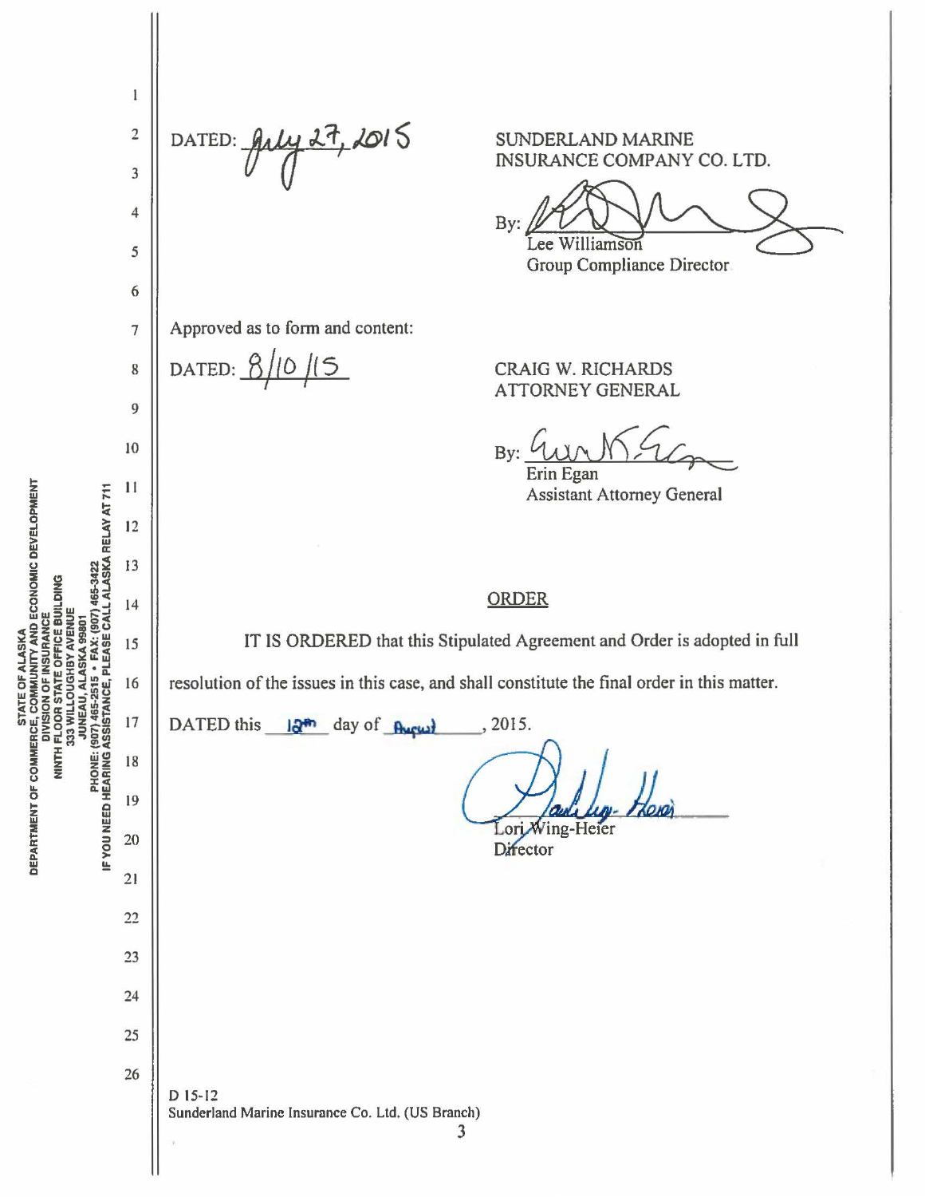DATED: July 27, 2015

SUNDERLAND MARINE INSURANCE COMPANY CO. LTD.

By: \_\_\_\_\_\_\_\_\_\_\_\_\_\_\_\_\_\_\_\_
Lee Williamson
Group Compliance Director

Approved as to form and content:

DATED: 8/10/15

CRAIG W. RICHARDS
ATTORNEY GENERAL

By: \_\_\_\_\_\_\_\_\_\_\_\_\_\_\_\_\_\_\_\_
Erin Egan
Assistant Attorney General

## ORDER

IT IS ORDERED that this Stipulated Agreement and Order is adopted in full resolution of the issues in this case, and shall constitute the final order in this matter.

DATED this 12th day of August, 2015.

\_\_\_\_\_\_\_\_\_\_\_\_\_\_\_\_\_\_\_\_
Lori Wing-Heier
Director

D 15-12
Sunderland Marine Insurance Co. Ltd. (US Branch)